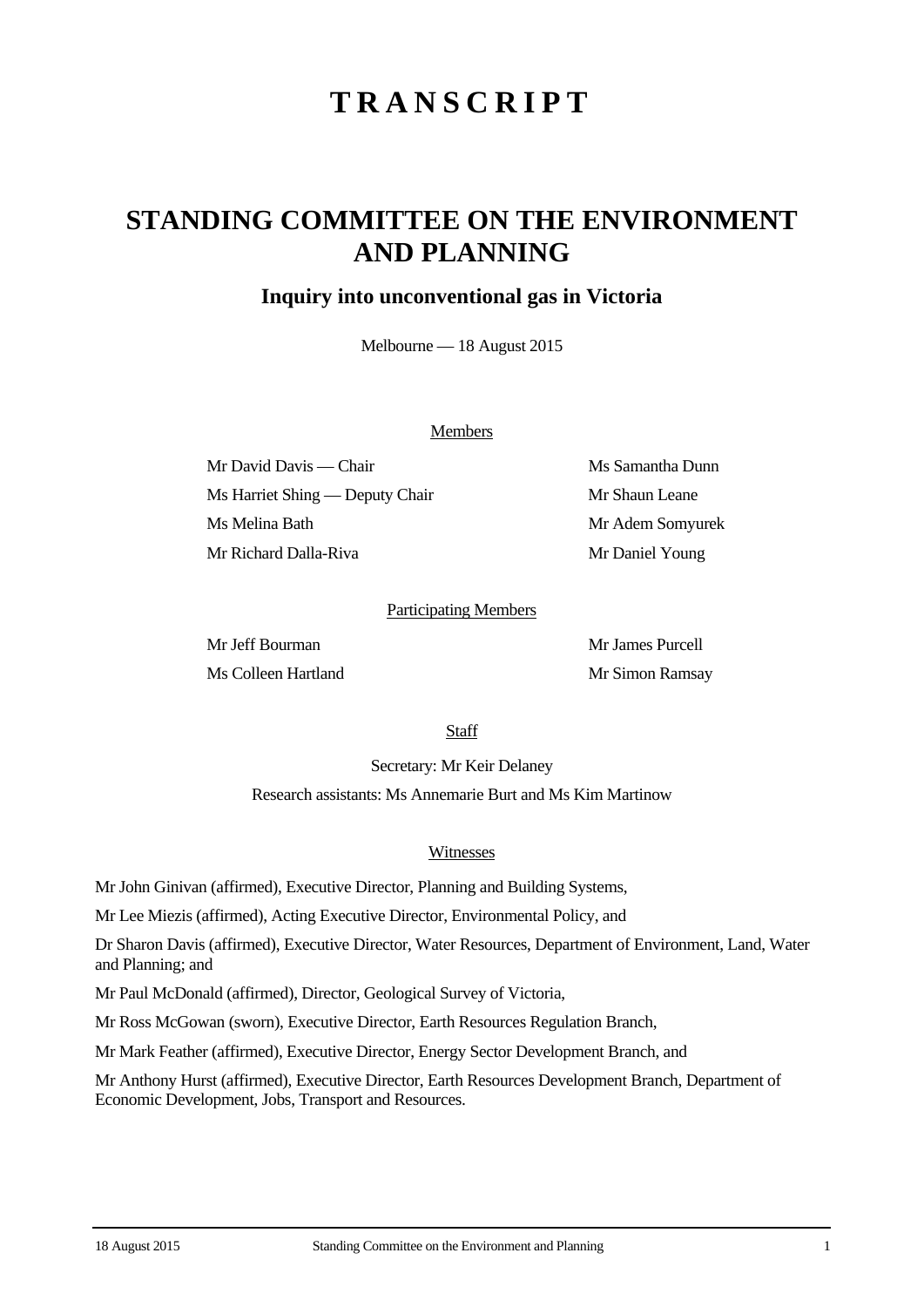# TRANSCRIPT

## STANDING COMMITTEE ON THE ENVIRONMENT AND PLANNING

### Inquiry into unconventional gas in Victoria

Melbourne — 18 August 2015

Members

Mr David Davis — Chair

Ms Harriet Shing — Deputy Chair

Ms Melina Bath

Mr Richard Dalla-Riva

Ms Samantha Dunn

Mr Shaun Leane

Mr Adem Somyurek

Mr Daniel Young

Participating Members

Mr Jeff Bourman

Ms Colleen Hartland

Mr James Purcell

Mr Simon Ramsay

Staff

Secretary: Mr Keir Delaney

Research assistants: Ms Annemarie Burt and Ms Kim Martinow

Witnesses

Mr John Ginivan (affirmed), Executive Director, Planning and Building Systems,

Mr Lee Miezis (affirmed), Acting Executive Director, Environmental Policy, and

Dr Sharon Davis (affirmed), Executive Director, Water Resources, Department of Environment, Land, Water and Planning; and

Mr Paul McDonald (affirmed), Director, Geological Survey of Victoria,

Mr Ross McGowan (sworn), Executive Director, Earth Resources Regulation Branch,

Mr Mark Feather (affirmed), Executive Director, Energy Sector Development Branch, and

Mr Anthony Hurst (affirmed), Executive Director, Earth Resources Development Branch, Department of Economic Development, Jobs, Transport and Resources.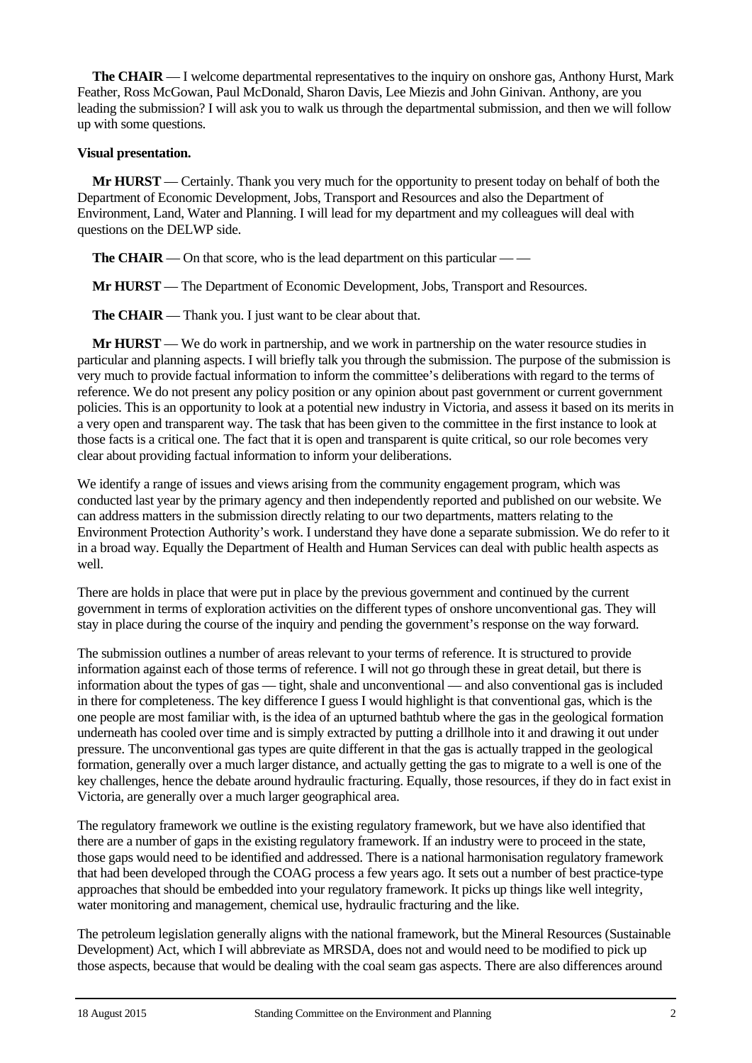**The CHAIR** — I welcome departmental representatives to the inquiry on onshore gas, Anthony Hurst, Mark Feather, Ross McGowan, Paul McDonald, Sharon Davis, Lee Miezis and John Ginivan. Anthony, are you leading the submission? I will ask you to walk us through the departmental submission, and then we will follow up with some questions.

**Visual presentation.**

**Mr HURST** — Certainly. Thank you very much for the opportunity to present today on behalf of both the Department of Economic Development, Jobs, Transport and Resources and also the Department of Environment, Land, Water and Planning. I will lead for my department and my colleagues will deal with questions on the DELWP side.

**The CHAIR** — On that score, who is the lead department on this particular — —

**Mr HURST** — The Department of Economic Development, Jobs, Transport and Resources.

**The CHAIR** — Thank you. I just want to be clear about that.

**Mr HURST** — We do work in partnership, and we work in partnership on the water resource studies in particular and planning aspects. I will briefly talk you through the submission. The purpose of the submission is very much to provide factual information to inform the committee's deliberations with regard to the terms of reference. We do not present any policy position or any opinion about past government or current government policies. This is an opportunity to look at a potential new industry in Victoria, and assess it based on its merits in a very open and transparent way. The task that has been given to the committee in the first instance to look at those facts is a critical one. The fact that it is open and transparent is quite critical, so our role becomes very clear about providing factual information to inform your deliberations.

We identify a range of issues and views arising from the community engagement program, which was conducted last year by the primary agency and then independently reported and published on our website. We can address matters in the submission directly relating to our two departments, matters relating to the Environment Protection Authority's work. I understand they have done a separate submission. We do refer to it in a broad way. Equally the Department of Health and Human Services can deal with public health aspects as well.

There are holds in place that were put in place by the previous government and continued by the current government in terms of exploration activities on the different types of onshore unconventional gas. They will stay in place during the course of the inquiry and pending the government's response on the way forward.

The submission outlines a number of areas relevant to your terms of reference. It is structured to provide information against each of those terms of reference. I will not go through these in great detail, but there is information about the types of gas — tight, shale and unconventional — and also conventional gas is included in there for completeness. The key difference I guess I would highlight is that conventional gas, which is the one people are most familiar with, is the idea of an upturned bathtub where the gas in the geological formation underneath has cooled over time and is simply extracted by putting a drillhole into it and drawing it out under pressure. The unconventional gas types are quite different in that the gas is actually trapped in the geological formation, generally over a much larger distance, and actually getting the gas to migrate to a well is one of the key challenges, hence the debate around hydraulic fracturing. Equally, those resources, if they do in fact exist in Victoria, are generally over a much larger geographical area.

The regulatory framework we outline is the existing regulatory framework, but we have also identified that there are a number of gaps in the existing regulatory framework. If an industry were to proceed in the state, those gaps would need to be identified and addressed. There is a national harmonisation regulatory framework that had been developed through the COAG process a few years ago. It sets out a number of best practice-type approaches that should be embedded into your regulatory framework. It picks up things like well integrity, water monitoring and management, chemical use, hydraulic fracturing and the like.

The petroleum legislation generally aligns with the national framework, but the Mineral Resources (Sustainable Development) Act, which I will abbreviate as MRSDA, does not and would need to be modified to pick up those aspects, because that would be dealing with the coal seam gas aspects. There are also differences around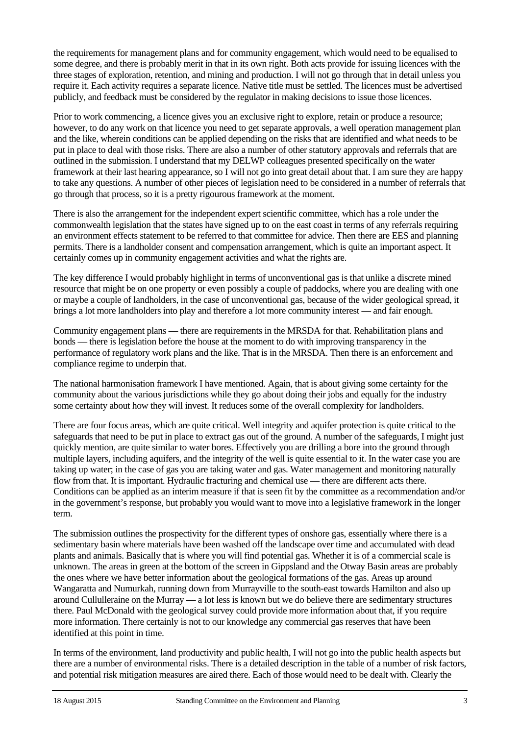the requirements for management plans and for community engagement, which would need to be equalised to some degree, and there is probably merit in that in its own right. Both acts provide for issuing licences with the three stages of exploration, retention, and mining and production. I will not go through that in detail unless you require it. Each activity requires a separate licence. Native title must be settled. The licences must be advertised publicly, and feedback must be considered by the regulator in making decisions to issue those licences.

Prior to work commencing, a licence gives you an exclusive right to explore, retain or produce a resource; however, to do any work on that licence you need to get separate approvals, a well operation management plan and the like, wherein conditions can be applied depending on the risks that are identified and what needs to be put in place to deal with those risks. There are also a number of other statutory approvals and referrals that are outlined in the submission. I understand that my DELWP colleagues presented specifically on the water framework at their last hearing appearance, so I will not go into great detail about that. I am sure they are happy to take any questions. A number of other pieces of legislation need to be considered in a number of referrals that go through that process, so it is a pretty rigourous framework at the moment.

There is also the arrangement for the independent expert scientific committee, which has a role under the commonwealth legislation that the states have signed up to on the east coast in terms of any referrals requiring an environment effects statement to be referred to that committee for advice. Then there are EES and planning permits. There is a landholder consent and compensation arrangement, which is quite an important aspect. It certainly comes up in community engagement activities and what the rights are.

The key difference I would probably highlight in terms of unconventional gas is that unlike a discrete mined resource that might be on one property or even possibly a couple of paddocks, where you are dealing with one or maybe a couple of landholders, in the case of unconventional gas, because of the wider geological spread, it brings a lot more landholders into play and therefore a lot more community interest — and fair enough.

Community engagement plans — there are requirements in the MRSDA for that. Rehabilitation plans and bonds — there is legislation before the house at the moment to do with improving transparency in the performance of regulatory work plans and the like. That is in the MRSDA. Then there is an enforcement and compliance regime to underpin that.

The national harmonisation framework I have mentioned. Again, that is about giving some certainty for the community about the various jurisdictions while they go about doing their jobs and equally for the industry some certainty about how they will invest. It reduces some of the overall complexity for landholders.

There are four focus areas, which are quite critical. Well integrity and aquifer protection is quite critical to the safeguards that need to be put in place to extract gas out of the ground. A number of the safeguards, I might just quickly mention, are quite similar to water bores. Effectively you are drilling a bore into the ground through multiple layers, including aquifers, and the integrity of the well is quite essential to it. In the water case you are taking up water; in the case of gas you are taking water and gas. Water management and monitoring naturally flow from that. It is important. Hydraulic fracturing and chemical use — there are different acts there. Conditions can be applied as an interim measure if that is seen fit by the committee as a recommendation and/or in the government's response, but probably you would want to move into a legislative framework in the longer term.

The submission outlines the prospectivity for the different types of onshore gas, essentially where there is a sedimentary basin where materials have been washed off the landscape over time and accumulated with dead plants and animals. Basically that is where you will find potential gas. Whether it is of a commercial scale is unknown. The areas in green at the bottom of the screen in Gippsland and the Otway Basin areas are probably the ones where we have better information about the geological formations of the gas. Areas up around Wangaratta and Numurkah, running down from Murrayville to the south-east towards Hamilton and also up around Cullulleraine on the Murray — a lot less is known but we do believe there are sedimentary structures there. Paul McDonald with the geological survey could provide more information about that, if you require more information. There certainly is not to our knowledge any commercial gas reserves that have been identified at this point in time.

In terms of the environment, land productivity and public health, I will not go into the public health aspects but there are a number of environmental risks. There is a detailed description in the table of a number of risk factors, and potential risk mitigation measures are aired there. Each of those would need to be dealt with. Clearly the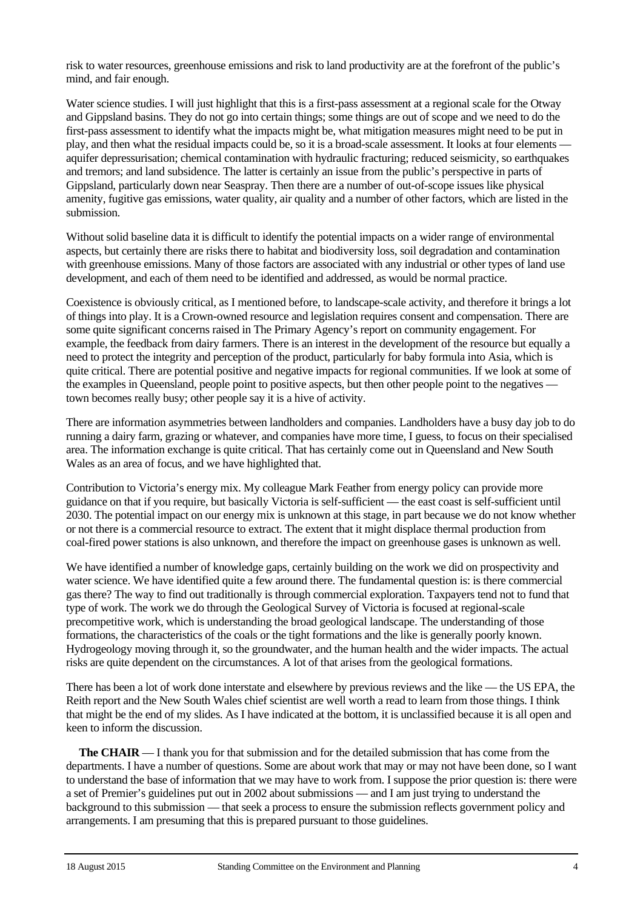risk to water resources, greenhouse emissions and risk to land productivity are at the forefront of the public's mind, and fair enough.

Water science studies. I will just highlight that this is a first-pass assessment at a regional scale for the Otway and Gippsland basins. They do not go into certain things; some things are out of scope and we need to do the first-pass assessment to identify what the impacts might be, what mitigation measures might need to be put in play, and then what the residual impacts could be, so it is a broad-scale assessment. It looks at four elements — aquifer depressurisation; chemical contamination with hydraulic fracturing; reduced seismicity, so earthquakes and tremors; and land subsidence. The latter is certainly an issue from the public's perspective in parts of Gippsland, particularly down near Seaspray. Then there are a number of out-of-scope issues like physical amenity, fugitive gas emissions, water quality, air quality and a number of other factors, which are listed in the submission.

Without solid baseline data it is difficult to identify the potential impacts on a wider range of environmental aspects, but certainly there are risks there to habitat and biodiversity loss, soil degradation and contamination with greenhouse emissions. Many of those factors are associated with any industrial or other types of land use development, and each of them need to be identified and addressed, as would be normal practice.

Coexistence is obviously critical, as I mentioned before, to landscape-scale activity, and therefore it brings a lot of things into play. It is a Crown-owned resource and legislation requires consent and compensation. There are some quite significant concerns raised in The Primary Agency's report on community engagement. For example, the feedback from dairy farmers. There is an interest in the development of the resource but equally a need to protect the integrity and perception of the product, particularly for baby formula into Asia, which is quite critical. There are potential positive and negative impacts for regional communities. If we look at some of the examples in Queensland, people point to positive aspects, but then other people point to the negatives — town becomes really busy; other people say it is a hive of activity.

There are information asymmetries between landholders and companies. Landholders have a busy day job to do running a dairy farm, grazing or whatever, and companies have more time, I guess, to focus on their specialised area. The information exchange is quite critical. That has certainly come out in Queensland and New South Wales as an area of focus, and we have highlighted that.

Contribution to Victoria's energy mix. My colleague Mark Feather from energy policy can provide more guidance on that if you require, but basically Victoria is self-sufficient — the east coast is self-sufficient until 2030. The potential impact on our energy mix is unknown at this stage, in part because we do not know whether or not there is a commercial resource to extract. The extent that it might displace thermal production from coal-fired power stations is also unknown, and therefore the impact on greenhouse gases is unknown as well.

We have identified a number of knowledge gaps, certainly building on the work we did on prospectivity and water science. We have identified quite a few around there. The fundamental question is: is there commercial gas there? The way to find out traditionally is through commercial exploration. Taxpayers tend not to fund that type of work. The work we do through the Geological Survey of Victoria is focused at regional-scale precompetitive work, which is understanding the broad geological landscape. The understanding of those formations, the characteristics of the coals or the tight formations and the like is generally poorly known. Hydrogeology moving through it, so the groundwater, and the human health and the wider impacts. The actual risks are quite dependent on the circumstances. A lot of that arises from the geological formations.

There has been a lot of work done interstate and elsewhere by previous reviews and the like — the US EPA, the Reith report and the New South Wales chief scientist are well worth a read to learn from those things. I think that might be the end of my slides. As I have indicated at the bottom, it is unclassified because it is all open and keen to inform the discussion.

**The CHAIR** — I thank you for that submission and for the detailed submission that has come from the departments. I have a number of questions. Some are about work that may or may not have been done, so I want to understand the base of information that we may have to work from. I suppose the prior question is: there were a set of Premier's guidelines put out in 2002 about submissions — and I am just trying to understand the background to this submission — that seek a process to ensure the submission reflects government policy and arrangements. I am presuming that this is prepared pursuant to those guidelines.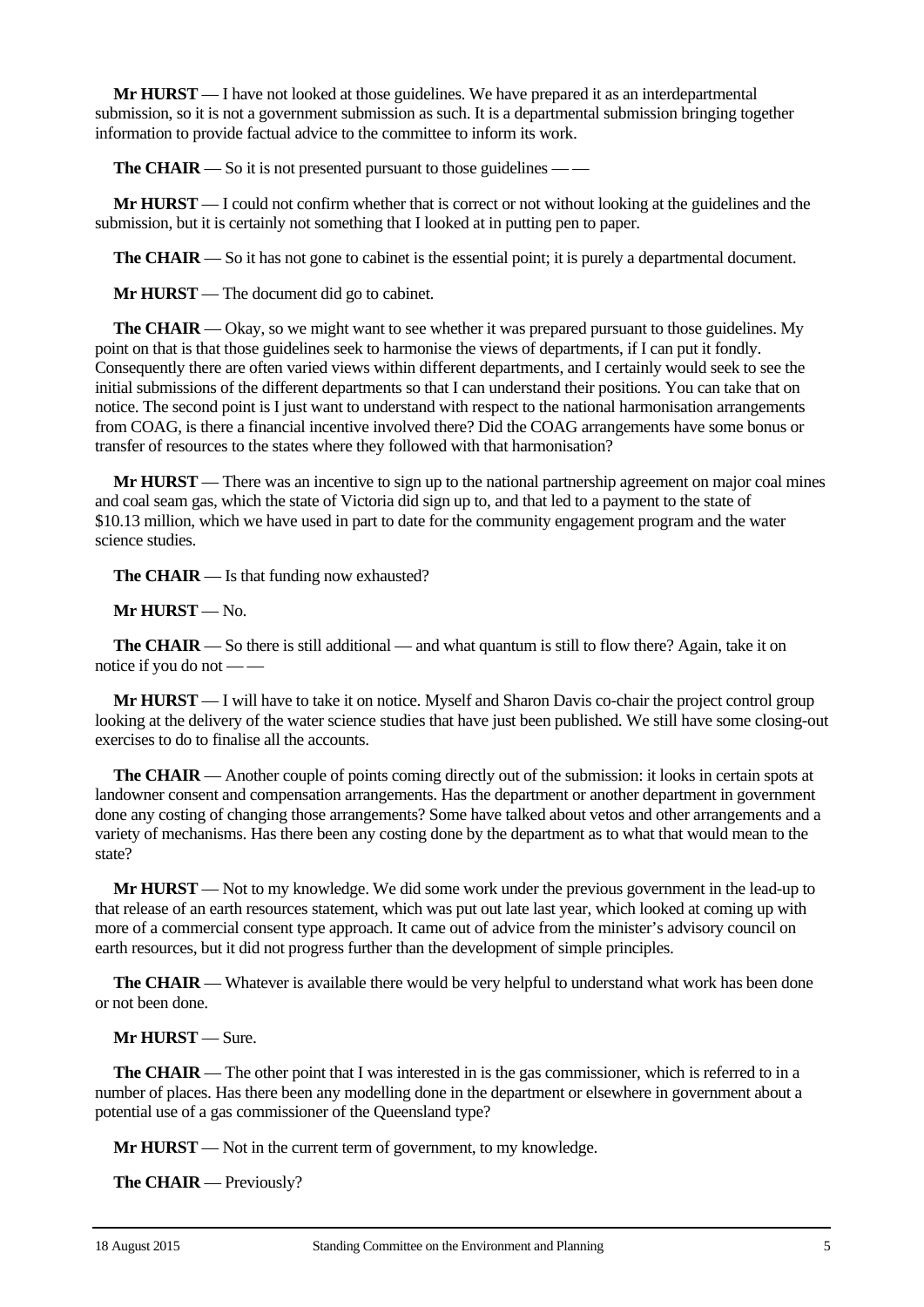**Mr HURST** — I have not looked at those guidelines. We have prepared it as an interdepartmental submission, so it is not a government submission as such. It is a departmental submission bringing together information to provide factual advice to the committee to inform its work.

**The CHAIR** — So it is not presented pursuant to those guidelines — —

**Mr HURST** — I could not confirm whether that is correct or not without looking at the guidelines and the submission, but it is certainly not something that I looked at in putting pen to paper.

**The CHAIR** — So it has not gone to cabinet is the essential point; it is purely a departmental document.

**Mr HURST** — The document did go to cabinet.

**The CHAIR** — Okay, so we might want to see whether it was prepared pursuant to those guidelines. My point on that is that those guidelines seek to harmonise the views of departments, if I can put it fondly. Consequently there are often varied views within different departments, and I certainly would seek to see the initial submissions of the different departments so that I can understand their positions. You can take that on notice. The second point is I just want to understand with respect to the national harmonisation arrangements from COAG, is there a financial incentive involved there? Did the COAG arrangements have some bonus or transfer of resources to the states where they followed with that harmonisation?

**Mr HURST** — There was an incentive to sign up to the national partnership agreement on major coal mines and coal seam gas, which the state of Victoria did sign up to, and that led to a payment to the state of $10.13 million, which we have used in part to date for the community engagement program and the water science studies.

**The CHAIR** — Is that funding now exhausted?

**Mr HURST** — No.

**The CHAIR** — So there is still additional — and what quantum is still to flow there? Again, take it on notice if you do not — —

**Mr HURST** — I will have to take it on notice. Myself and Sharon Davis co-chair the project control group looking at the delivery of the water science studies that have just been published. We still have some closing-out exercises to do to finalise all the accounts.

**The CHAIR** — Another couple of points coming directly out of the submission: it looks in certain spots at landowner consent and compensation arrangements. Has the department or another department in government done any costing of changing those arrangements? Some have talked about vetos and other arrangements and a variety of mechanisms. Has there been any costing done by the department as to what that would mean to the state?

**Mr HURST** — Not to my knowledge. We did some work under the previous government in the lead-up to that release of an earth resources statement, which was put out late last year, which looked at coming up with more of a commercial consent type approach. It came out of advice from the minister's advisory council on earth resources, but it did not progress further than the development of simple principles.

**The CHAIR** — Whatever is available there would be very helpful to understand what work has been done or not been done.

**Mr HURST** — Sure.

**The CHAIR** — The other point that I was interested in is the gas commissioner, which is referred to in a number of places. Has there been any modelling done in the department or elsewhere in government about a potential use of a gas commissioner of the Queensland type?

**Mr HURST** — Not in the current term of government, to my knowledge.

**The CHAIR** — Previously?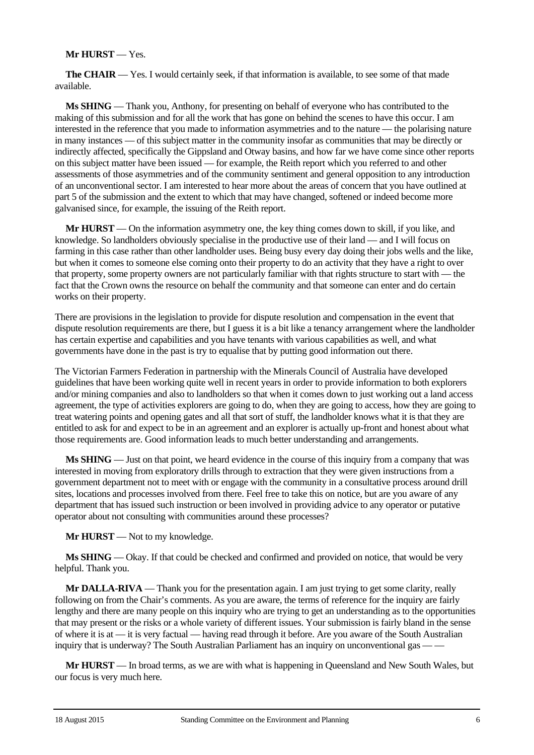**Mr HURST** — Yes.

**The CHAIR** — Yes. I would certainly seek, if that information is available, to see some of that made available.

**Ms SHING** — Thank you, Anthony, for presenting on behalf of everyone who has contributed to the making of this submission and for all the work that has gone on behind the scenes to have this occur. I am interested in the reference that you made to information asymmetries and to the nature — the polarising nature in many instances — of this subject matter in the community insofar as communities that may be directly or indirectly affected, specifically the Gippsland and Otway basins, and how far we have come since other reports on this subject matter have been issued — for example, the Reith report which you referred to and other assessments of those asymmetries and of the community sentiment and general opposition to any introduction of an unconventional sector. I am interested to hear more about the areas of concern that you have outlined at part 5 of the submission and the extent to which that may have changed, softened or indeed become more galvanised since, for example, the issuing of the Reith report.

**Mr HURST** — On the information asymmetry one, the key thing comes down to skill, if you like, and knowledge. So landholders obviously specialise in the productive use of their land — and I will focus on farming in this case rather than other landholder uses. Being busy every day doing their jobs wells and the like, but when it comes to someone else coming onto their property to do an activity that they have a right to over that property, some property owners are not particularly familiar with that rights structure to start with — the fact that the Crown owns the resource on behalf the community and that someone can enter and do certain works on their property.

There are provisions in the legislation to provide for dispute resolution and compensation in the event that dispute resolution requirements are there, but I guess it is a bit like a tenancy arrangement where the landholder has certain expertise and capabilities and you have tenants with various capabilities as well, and what governments have done in the past is try to equalise that by putting good information out there.

The Victorian Farmers Federation in partnership with the Minerals Council of Australia have developed guidelines that have been working quite well in recent years in order to provide information to both explorers and/or mining companies and also to landholders so that when it comes down to just working out a land access agreement, the type of activities explorers are going to do, when they are going to access, how they are going to treat watering points and opening gates and all that sort of stuff, the landholder knows what it is that they are entitled to ask for and expect to be in an agreement and an explorer is actually up-front and honest about what those requirements are. Good information leads to much better understanding and arrangements.

**Ms SHING** — Just on that point, we heard evidence in the course of this inquiry from a company that was interested in moving from exploratory drills through to extraction that they were given instructions from a government department not to meet with or engage with the community in a consultative process around drill sites, locations and processes involved from there. Feel free to take this on notice, but are you aware of any department that has issued such instruction or been involved in providing advice to any operator or putative operator about not consulting with communities around these processes?

**Mr HURST** — Not to my knowledge.

**Ms SHING** — Okay. If that could be checked and confirmed and provided on notice, that would be very helpful. Thank you.

**Mr DALLA-RIVA** — Thank you for the presentation again. I am just trying to get some clarity, really following on from the Chair's comments. As you are aware, the terms of reference for the inquiry are fairly lengthy and there are many people on this inquiry who are trying to get an understanding as to the opportunities that may present or the risks or a whole variety of different issues. Your submission is fairly bland in the sense of where it is at — it is very factual — having read through it before. Are you aware of the South Australian inquiry that is underway? The South Australian Parliament has an inquiry on unconventional gas — —

**Mr HURST** — In broad terms, as we are with what is happening in Queensland and New South Wales, but our focus is very much here.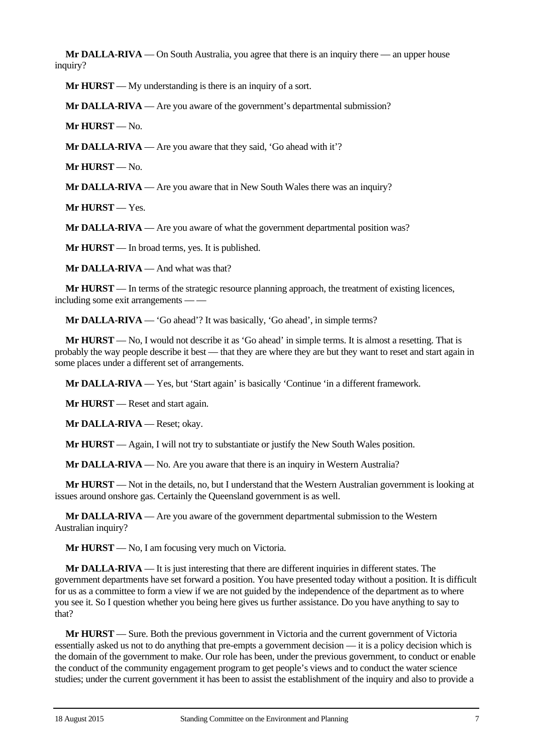**Mr DALLA-RIVA** — On South Australia, you agree that there is an inquiry there — an upper house inquiry?

**Mr HURST** — My understanding is there is an inquiry of a sort.

**Mr DALLA-RIVA** — Are you aware of the government's departmental submission?

**Mr HURST** — No.

**Mr DALLA-RIVA** — Are you aware that they said, 'Go ahead with it'?

**Mr HURST** — No.

**Mr DALLA-RIVA** — Are you aware that in New South Wales there was an inquiry?

**Mr HURST** — Yes.

**Mr DALLA-RIVA** — Are you aware of what the government departmental position was?

**Mr HURST** — In broad terms, yes. It is published.

**Mr DALLA-RIVA** — And what was that?

**Mr HURST** — In terms of the strategic resource planning approach, the treatment of existing licences, including some exit arrangements — —

**Mr DALLA-RIVA** — 'Go ahead'? It was basically, 'Go ahead', in simple terms?

**Mr HURST** — No, I would not describe it as 'Go ahead' in simple terms. It is almost a resetting. That is probably the way people describe it best — that they are where they are but they want to reset and start again in some places under a different set of arrangements.

**Mr DALLA-RIVA** — Yes, but 'Start again' is basically 'Continue 'in a different framework.

**Mr HURST** — Reset and start again.

**Mr DALLA-RIVA** — Reset; okay.

**Mr HURST** — Again, I will not try to substantiate or justify the New South Wales position.

**Mr DALLA-RIVA** — No. Are you aware that there is an inquiry in Western Australia?

**Mr HURST** — Not in the details, no, but I understand that the Western Australian government is looking at issues around onshore gas. Certainly the Queensland government is as well.

**Mr DALLA-RIVA** — Are you aware of the government departmental submission to the Western Australian inquiry?

**Mr HURST** — No, I am focusing very much on Victoria.

**Mr DALLA-RIVA** — It is just interesting that there are different inquiries in different states. The government departments have set forward a position. You have presented today without a position. It is difficult for us as a committee to form a view if we are not guided by the independence of the department as to where you see it. So I question whether you being here gives us further assistance. Do you have anything to say to that?

**Mr HURST** — Sure. Both the previous government in Victoria and the current government of Victoria essentially asked us not to do anything that pre-empts a government decision — it is a policy decision which is the domain of the government to make. Our role has been, under the previous government, to conduct or enable the conduct of the community engagement program to get people's views and to conduct the water science studies; under the current government it has been to assist the establishment of the inquiry and also to provide a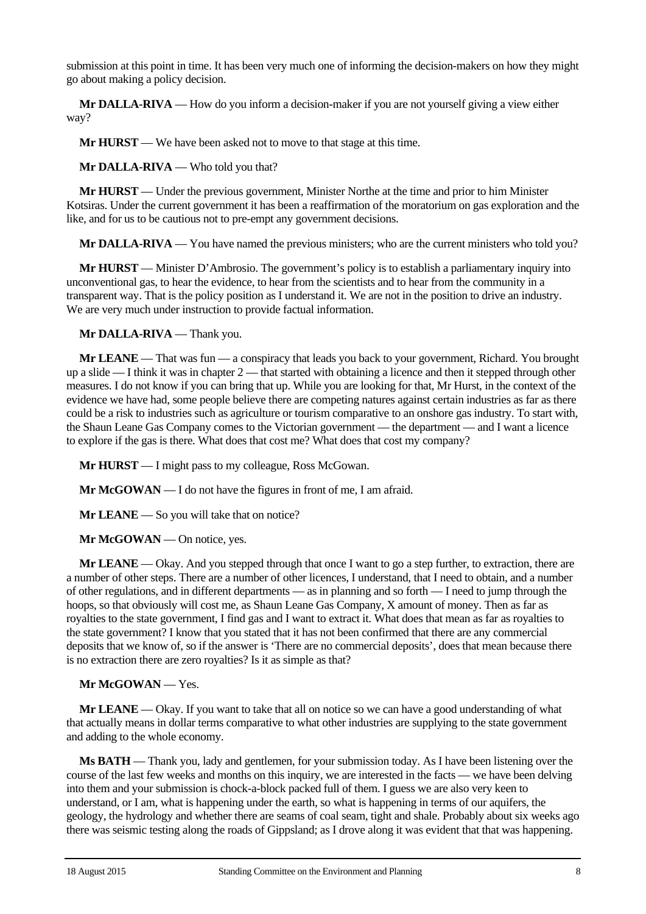submission at this point in time. It has been very much one of informing the decision-makers on how they might go about making a policy decision.

**Mr DALLA-RIVA** — How do you inform a decision-maker if you are not yourself giving a view either way?

**Mr HURST** — We have been asked not to move to that stage at this time.

**Mr DALLA-RIVA** — Who told you that?

**Mr HURST** — Under the previous government, Minister Northe at the time and prior to him Minister Kotsiras. Under the current government it has been a reaffirmation of the moratorium on gas exploration and the like, and for us to be cautious not to pre-empt any government decisions.

**Mr DALLA-RIVA** — You have named the previous ministers; who are the current ministers who told you?

**Mr HURST** — Minister D'Ambrosio. The government's policy is to establish a parliamentary inquiry into unconventional gas, to hear the evidence, to hear from the scientists and to hear from the community in a transparent way. That is the policy position as I understand it. We are not in the position to drive an industry. We are very much under instruction to provide factual information.

**Mr DALLA-RIVA** — Thank you.

**Mr LEANE** — That was fun — a conspiracy that leads you back to your government, Richard. You brought up a slide — I think it was in chapter 2 — that started with obtaining a licence and then it stepped through other measures. I do not know if you can bring that up. While you are looking for that, Mr Hurst, in the context of the evidence we have had, some people believe there are competing natures against certain industries as far as there could be a risk to industries such as agriculture or tourism comparative to an onshore gas industry. To start with, the Shaun Leane Gas Company comes to the Victorian government — the department — and I want a licence to explore if the gas is there. What does that cost me? What does that cost my company?

**Mr HURST** — I might pass to my colleague, Ross McGowan.

**Mr McGOWAN** — I do not have the figures in front of me, I am afraid.

**Mr LEANE** — So you will take that on notice?

**Mr McGOWAN** — On notice, yes.

**Mr LEANE** — Okay. And you stepped through that once I want to go a step further, to extraction, there are a number of other steps. There are a number of other licences, I understand, that I need to obtain, and a number of other regulations, and in different departments — as in planning and so forth — I need to jump through the hoops, so that obviously will cost me, as Shaun Leane Gas Company, X amount of money. Then as far as royalties to the state government, I find gas and I want to extract it. What does that mean as far as royalties to the state government? I know that you stated that it has not been confirmed that there are any commercial deposits that we know of, so if the answer is 'There are no commercial deposits', does that mean because there is no extraction there are zero royalties? Is it as simple as that?

**Mr McGOWAN** — Yes.

**Mr LEANE** — Okay. If you want to take that all on notice so we can have a good understanding of what that actually means in dollar terms comparative to what other industries are supplying to the state government and adding to the whole economy.

**Ms BATH** — Thank you, lady and gentlemen, for your submission today. As I have been listening over the course of the last few weeks and months on this inquiry, we are interested in the facts — we have been delving into them and your submission is chock-a-block packed full of them. I guess we are also very keen to understand, or I am, what is happening under the earth, so what is happening in terms of our aquifers, the geology, the hydrology and whether there are seams of coal seam, tight and shale. Probably about six weeks ago there was seismic testing along the roads of Gippsland; as I drove along it was evident that that was happening.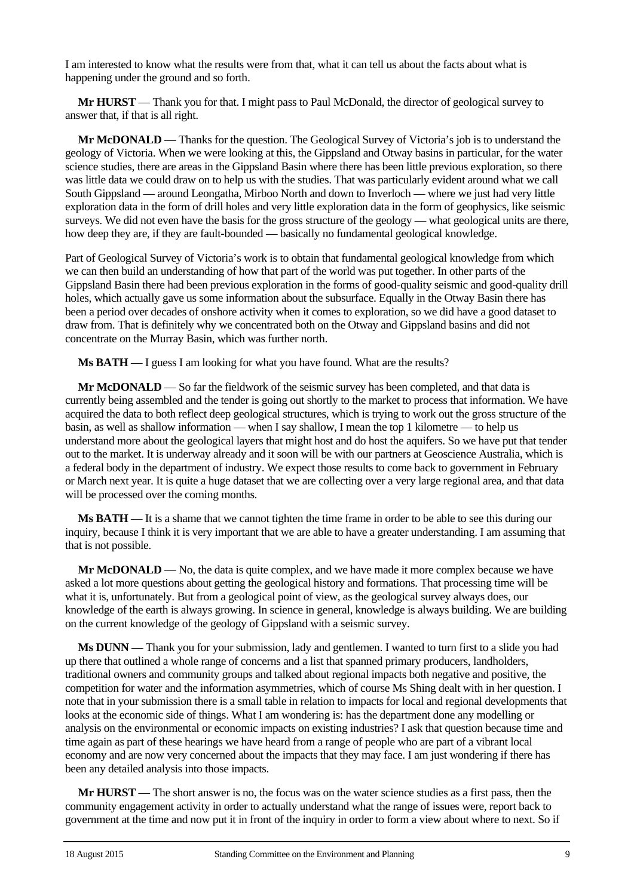I am interested to know what the results were from that, what it can tell us about the facts about what is happening under the ground and so forth.

**Mr HURST** — Thank you for that. I might pass to Paul McDonald, the director of geological survey to answer that, if that is all right.

**Mr McDONALD** — Thanks for the question. The Geological Survey of Victoria's job is to understand the geology of Victoria. When we were looking at this, the Gippsland and Otway basins in particular, for the water science studies, there are areas in the Gippsland Basin where there has been little previous exploration, so there was little data we could draw on to help us with the studies. That was particularly evident around what we call South Gippsland — around Leongatha, Mirboo North and down to Inverloch — where we just had very little exploration data in the form of drill holes and very little exploration data in the form of geophysics, like seismic surveys. We did not even have the basis for the gross structure of the geology — what geological units are there, how deep they are, if they are fault-bounded — basically no fundamental geological knowledge.

Part of Geological Survey of Victoria's work is to obtain that fundamental geological knowledge from which we can then build an understanding of how that part of the world was put together. In other parts of the Gippsland Basin there had been previous exploration in the forms of good-quality seismic and good-quality drill holes, which actually gave us some information about the subsurface. Equally in the Otway Basin there has been a period over decades of onshore activity when it comes to exploration, so we did have a good dataset to draw from. That is definitely why we concentrated both on the Otway and Gippsland basins and did not concentrate on the Murray Basin, which was further north.

**Ms BATH** — I guess I am looking for what you have found. What are the results?

**Mr McDONALD** — So far the fieldwork of the seismic survey has been completed, and that data is currently being assembled and the tender is going out shortly to the market to process that information. We have acquired the data to both reflect deep geological structures, which is trying to work out the gross structure of the basin, as well as shallow information — when I say shallow, I mean the top 1 kilometre — to help us understand more about the geological layers that might host and do host the aquifers. So we have put that tender out to the market. It is underway already and it soon will be with our partners at Geoscience Australia, which is a federal body in the department of industry. We expect those results to come back to government in February or March next year. It is quite a huge dataset that we are collecting over a very large regional area, and that data will be processed over the coming months.

**Ms BATH** — It is a shame that we cannot tighten the time frame in order to be able to see this during our inquiry, because I think it is very important that we are able to have a greater understanding. I am assuming that that is not possible.

**Mr McDONALD** — No, the data is quite complex, and we have made it more complex because we have asked a lot more questions about getting the geological history and formations. That processing time will be what it is, unfortunately. But from a geological point of view, as the geological survey always does, our knowledge of the earth is always growing. In science in general, knowledge is always building. We are building on the current knowledge of the geology of Gippsland with a seismic survey.

**Ms DUNN** — Thank you for your submission, lady and gentlemen. I wanted to turn first to a slide you had up there that outlined a whole range of concerns and a list that spanned primary producers, landholders, traditional owners and community groups and talked about regional impacts both negative and positive, the competition for water and the information asymmetries, which of course Ms Shing dealt with in her question. I note that in your submission there is a small table in relation to impacts for local and regional developments that looks at the economic side of things. What I am wondering is: has the department done any modelling or analysis on the environmental or economic impacts on existing industries? I ask that question because time and time again as part of these hearings we have heard from a range of people who are part of a vibrant local economy and are now very concerned about the impacts that they may face. I am just wondering if there has been any detailed analysis into those impacts.

**Mr HURST** — The short answer is no, the focus was on the water science studies as a first pass, then the community engagement activity in order to actually understand what the range of issues were, report back to government at the time and now put it in front of the inquiry in order to form a view about where to next. So if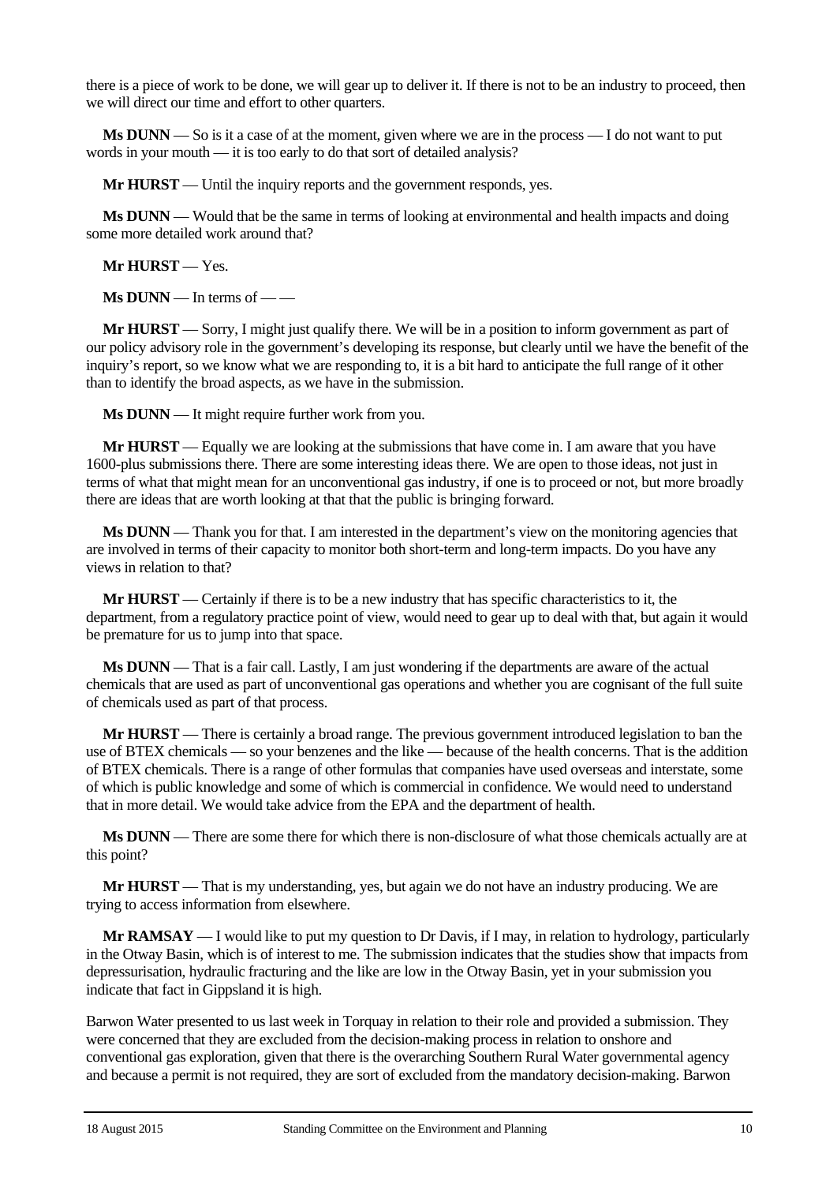there is a piece of work to be done, we will gear up to deliver it. If there is not to be an industry to proceed, then we will direct our time and effort to other quarters.

**Ms DUNN** — So is it a case of at the moment, given where we are in the process — I do not want to put words in your mouth — it is too early to do that sort of detailed analysis?

**Mr HURST** — Until the inquiry reports and the government responds, yes.

**Ms DUNN** — Would that be the same in terms of looking at environmental and health impacts and doing some more detailed work around that?

**Mr HURST** — Yes.

**Ms DUNN** — In terms of — —

**Mr HURST** — Sorry, I might just qualify there. We will be in a position to inform government as part of our policy advisory role in the government's developing its response, but clearly until we have the benefit of the inquiry's report, so we know what we are responding to, it is a bit hard to anticipate the full range of it other than to identify the broad aspects, as we have in the submission.

**Ms DUNN** — It might require further work from you.

**Mr HURST** — Equally we are looking at the submissions that have come in. I am aware that you have 1600-plus submissions there. There are some interesting ideas there. We are open to those ideas, not just in terms of what that might mean for an unconventional gas industry, if one is to proceed or not, but more broadly there are ideas that are worth looking at that that the public is bringing forward.

**Ms DUNN** — Thank you for that. I am interested in the department's view on the monitoring agencies that are involved in terms of their capacity to monitor both short-term and long-term impacts. Do you have any views in relation to that?

**Mr HURST** — Certainly if there is to be a new industry that has specific characteristics to it, the department, from a regulatory practice point of view, would need to gear up to deal with that, but again it would be premature for us to jump into that space.

**Ms DUNN** — That is a fair call. Lastly, I am just wondering if the departments are aware of the actual chemicals that are used as part of unconventional gas operations and whether you are cognisant of the full suite of chemicals used as part of that process.

**Mr HURST** — There is certainly a broad range. The previous government introduced legislation to ban the use of BTEX chemicals — so your benzenes and the like — because of the health concerns. That is the addition of BTEX chemicals. There is a range of other formulas that companies have used overseas and interstate, some of which is public knowledge and some of which is commercial in confidence. We would need to understand that in more detail. We would take advice from the EPA and the department of health.

**Ms DUNN** — There are some there for which there is non-disclosure of what those chemicals actually are at this point?

**Mr HURST** — That is my understanding, yes, but again we do not have an industry producing. We are trying to access information from elsewhere.

**Mr RAMSAY** — I would like to put my question to Dr Davis, if I may, in relation to hydrology, particularly in the Otway Basin, which is of interest to me. The submission indicates that the studies show that impacts from depressurisation, hydraulic fracturing and the like are low in the Otway Basin, yet in your submission you indicate that fact in Gippsland it is high.

Barwon Water presented to us last week in Torquay in relation to their role and provided a submission. They were concerned that they are excluded from the decision-making process in relation to onshore and conventional gas exploration, given that there is the overarching Southern Rural Water governmental agency and because a permit is not required, they are sort of excluded from the mandatory decision-making. Barwon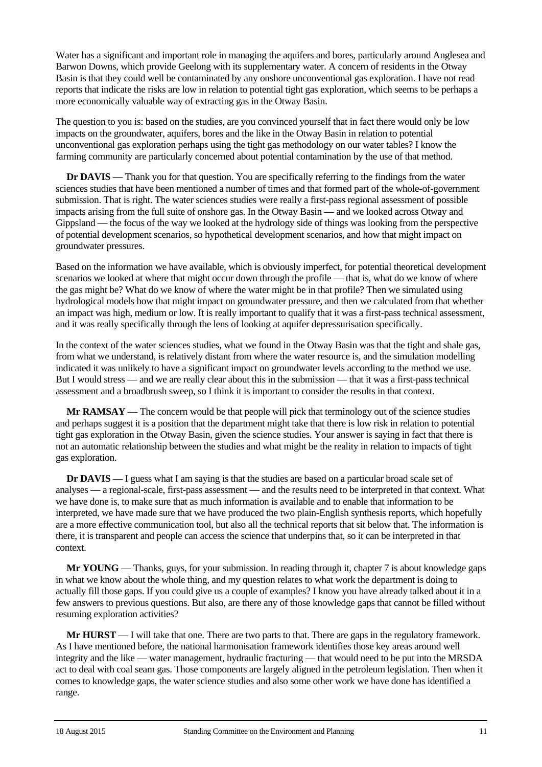Water has a significant and important role in managing the aquifers and bores, particularly around Anglesea and Barwon Downs, which provide Geelong with its supplementary water. A concern of residents in the Otway Basin is that they could well be contaminated by any onshore unconventional gas exploration. I have not read reports that indicate the risks are low in relation to potential tight gas exploration, which seems to be perhaps a more economically valuable way of extracting gas in the Otway Basin.

The question to you is: based on the studies, are you convinced yourself that in fact there would only be low impacts on the groundwater, aquifers, bores and the like in the Otway Basin in relation to potential unconventional gas exploration perhaps using the tight gas methodology on our water tables? I know the farming community are particularly concerned about potential contamination by the use of that method.

**Dr DAVIS** — Thank you for that question. You are specifically referring to the findings from the water sciences studies that have been mentioned a number of times and that formed part of the whole-of-government submission. That is right. The water sciences studies were really a first-pass regional assessment of possible impacts arising from the full suite of onshore gas. In the Otway Basin — and we looked across Otway and Gippsland — the focus of the way we looked at the hydrology side of things was looking from the perspective of potential development scenarios, so hypothetical development scenarios, and how that might impact on groundwater pressures.

Based on the information we have available, which is obviously imperfect, for potential theoretical development scenarios we looked at where that might occur down through the profile — that is, what do we know of where the gas might be? What do we know of where the water might be in that profile? Then we simulated using hydrological models how that might impact on groundwater pressure, and then we calculated from that whether an impact was high, medium or low. It is really important to qualify that it was a first-pass technical assessment, and it was really specifically through the lens of looking at aquifer depressurisation specifically.

In the context of the water sciences studies, what we found in the Otway Basin was that the tight and shale gas, from what we understand, is relatively distant from where the water resource is, and the simulation modelling indicated it was unlikely to have a significant impact on groundwater levels according to the method we use. But I would stress — and we are really clear about this in the submission — that it was a first-pass technical assessment and a broadbrush sweep, so I think it is important to consider the results in that context.

**Mr RAMSAY** — The concern would be that people will pick that terminology out of the science studies and perhaps suggest it is a position that the department might take that there is low risk in relation to potential tight gas exploration in the Otway Basin, given the science studies. Your answer is saying in fact that there is not an automatic relationship between the studies and what might be the reality in relation to impacts of tight gas exploration.

**Dr DAVIS** — I guess what I am saying is that the studies are based on a particular broad scale set of analyses — a regional-scale, first-pass assessment — and the results need to be interpreted in that context. What we have done is, to make sure that as much information is available and to enable that information to be interpreted, we have made sure that we have produced the two plain-English synthesis reports, which hopefully are a more effective communication tool, but also all the technical reports that sit below that. The information is there, it is transparent and people can access the science that underpins that, so it can be interpreted in that context.

**Mr YOUNG** — Thanks, guys, for your submission. In reading through it, chapter 7 is about knowledge gaps in what we know about the whole thing, and my question relates to what work the department is doing to actually fill those gaps. If you could give us a couple of examples? I know you have already talked about it in a few answers to previous questions. But also, are there any of those knowledge gaps that cannot be filled without resuming exploration activities?

**Mr HURST** — I will take that one. There are two parts to that. There are gaps in the regulatory framework. As I have mentioned before, the national harmonisation framework identifies those key areas around well integrity and the like — water management, hydraulic fracturing — that would need to be put into the MRSDA act to deal with coal seam gas. Those components are largely aligned in the petroleum legislation. Then when it comes to knowledge gaps, the water science studies and also some other work we have done has identified a range.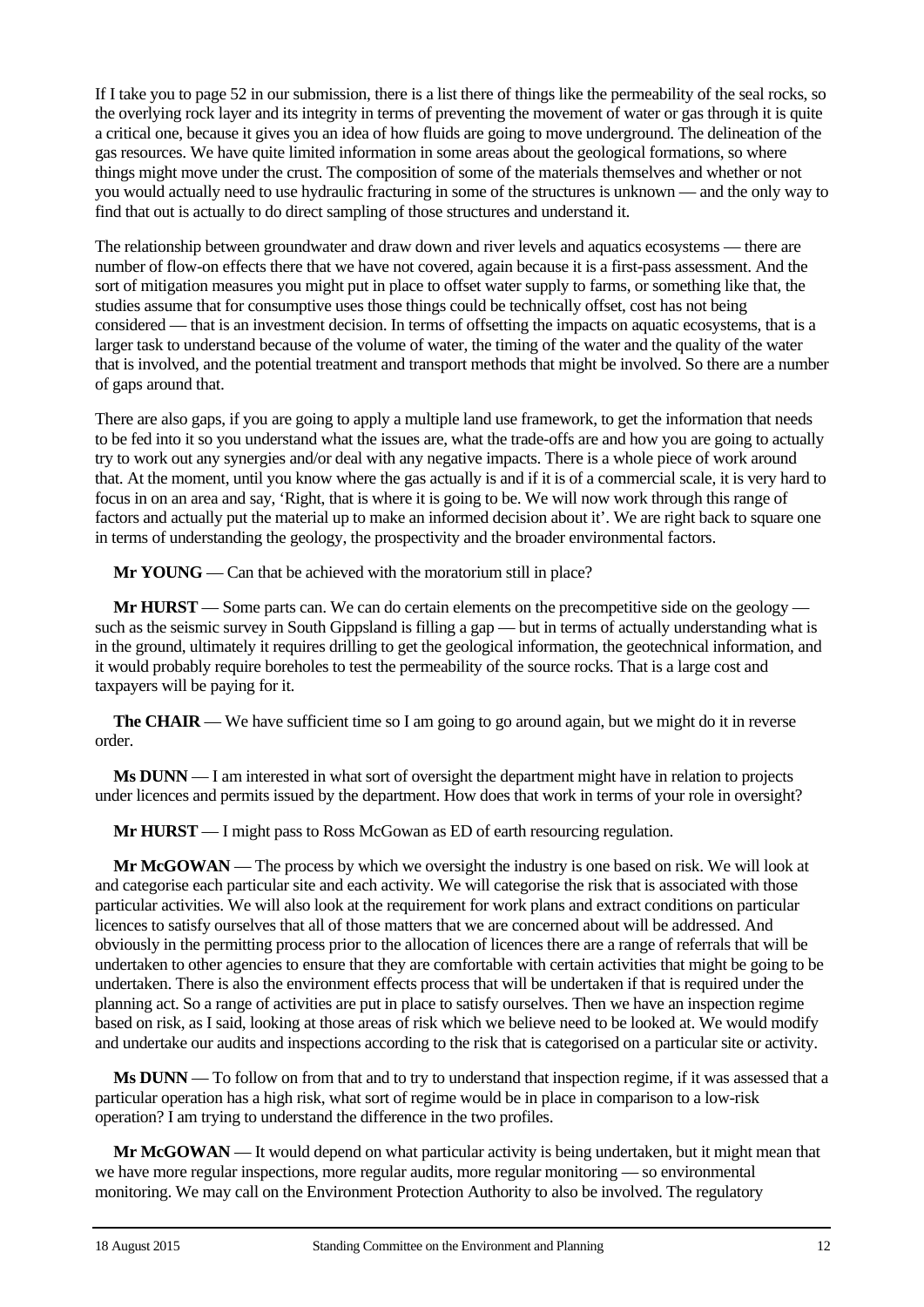If I take you to page 52 in our submission, there is a list there of things like the permeability of the seal rocks, so the overlying rock layer and its integrity in terms of preventing the movement of water or gas through it is quite a critical one, because it gives you an idea of how fluids are going to move underground. The delineation of the gas resources. We have quite limited information in some areas about the geological formations, so where things might move under the crust. The composition of some of the materials themselves and whether or not you would actually need to use hydraulic fracturing in some of the structures is unknown — and the only way to find that out is actually to do direct sampling of those structures and understand it.

The relationship between groundwater and draw down and river levels and aquatics ecosystems — there are number of flow-on effects there that we have not covered, again because it is a first-pass assessment. And the sort of mitigation measures you might put in place to offset water supply to farms, or something like that, the studies assume that for consumptive uses those things could be technically offset, cost has not being considered — that is an investment decision. In terms of offsetting the impacts on aquatic ecosystems, that is a larger task to understand because of the volume of water, the timing of the water and the quality of the water that is involved, and the potential treatment and transport methods that might be involved. So there are a number of gaps around that.

There are also gaps, if you are going to apply a multiple land use framework, to get the information that needs to be fed into it so you understand what the issues are, what the trade-offs are and how you are going to actually try to work out any synergies and/or deal with any negative impacts. There is a whole piece of work around that. At the moment, until you know where the gas actually is and if it is of a commercial scale, it is very hard to focus in on an area and say, 'Right, that is where it is going to be. We will now work through this range of factors and actually put the material up to make an informed decision about it'. We are right back to square one in terms of understanding the geology, the prospectivity and the broader environmental factors.

**Mr YOUNG** — Can that be achieved with the moratorium still in place?

**Mr HURST** — Some parts can. We can do certain elements on the precompetitive side on the geology — such as the seismic survey in South Gippsland is filling a gap — but in terms of actually understanding what is in the ground, ultimately it requires drilling to get the geological information, the geotechnical information, and it would probably require boreholes to test the permeability of the source rocks. That is a large cost and taxpayers will be paying for it.

**The CHAIR** — We have sufficient time so I am going to go around again, but we might do it in reverse order.

**Ms DUNN** — I am interested in what sort of oversight the department might have in relation to projects under licences and permits issued by the department. How does that work in terms of your role in oversight?

**Mr HURST** — I might pass to Ross McGowan as ED of earth resourcing regulation.

**Mr McGOWAN** — The process by which we oversight the industry is one based on risk. We will look at and categorise each particular site and each activity. We will categorise the risk that is associated with those particular activities. We will also look at the requirement for work plans and extract conditions on particular licences to satisfy ourselves that all of those matters that we are concerned about will be addressed. And obviously in the permitting process prior to the allocation of licences there are a range of referrals that will be undertaken to other agencies to ensure that they are comfortable with certain activities that might be going to be undertaken. There is also the environment effects process that will be undertaken if that is required under the planning act. So a range of activities are put in place to satisfy ourselves. Then we have an inspection regime based on risk, as I said, looking at those areas of risk which we believe need to be looked at. We would modify and undertake our audits and inspections according to the risk that is categorised on a particular site or activity.

**Ms DUNN** — To follow on from that and to try to understand that inspection regime, if it was assessed that a particular operation has a high risk, what sort of regime would be in place in comparison to a low-risk operation? I am trying to understand the difference in the two profiles.

**Mr McGOWAN** — It would depend on what particular activity is being undertaken, but it might mean that we have more regular inspections, more regular audits, more regular monitoring — so environmental monitoring. We may call on the Environment Protection Authority to also be involved. The regulatory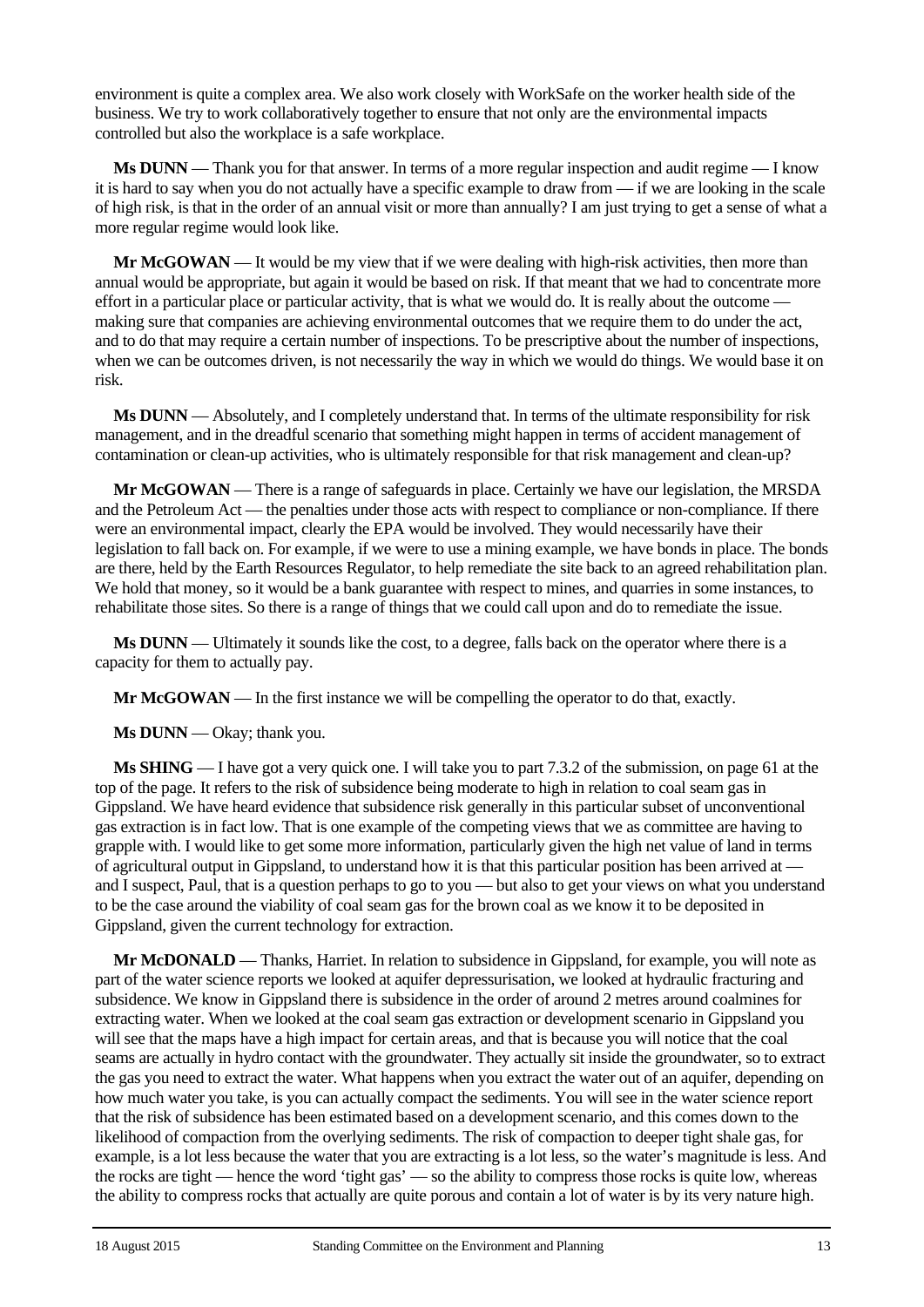environment is quite a complex area. We also work closely with WorkSafe on the worker health side of the business. We try to work collaboratively together to ensure that not only are the environmental impacts controlled but also the workplace is a safe workplace.

**Ms DUNN** — Thank you for that answer. In terms of a more regular inspection and audit regime — I know it is hard to say when you do not actually have a specific example to draw from — if we are looking in the scale of high risk, is that in the order of an annual visit or more than annually? I am just trying to get a sense of what a more regular regime would look like.

**Mr McGOWAN** — It would be my view that if we were dealing with high-risk activities, then more than annual would be appropriate, but again it would be based on risk. If that meant that we had to concentrate more effort in a particular place or particular activity, that is what we would do. It is really about the outcome — making sure that companies are achieving environmental outcomes that we require them to do under the act, and to do that may require a certain number of inspections. To be prescriptive about the number of inspections, when we can be outcomes driven, is not necessarily the way in which we would do things. We would base it on risk.

**Ms DUNN** — Absolutely, and I completely understand that. In terms of the ultimate responsibility for risk management, and in the dreadful scenario that something might happen in terms of accident management of contamination or clean-up activities, who is ultimately responsible for that risk management and clean-up?

**Mr McGOWAN** — There is a range of safeguards in place. Certainly we have our legislation, the MRSDA and the Petroleum Act — the penalties under those acts with respect to compliance or non-compliance. If there were an environmental impact, clearly the EPA would be involved. They would necessarily have their legislation to fall back on. For example, if we were to use a mining example, we have bonds in place. The bonds are there, held by the Earth Resources Regulator, to help remediate the site back to an agreed rehabilitation plan. We hold that money, so it would be a bank guarantee with respect to mines, and quarries in some instances, to rehabilitate those sites. So there is a range of things that we could call upon and do to remediate the issue.

**Ms DUNN** — Ultimately it sounds like the cost, to a degree, falls back on the operator where there is a capacity for them to actually pay.

**Mr McGOWAN** — In the first instance we will be compelling the operator to do that, exactly.

**Ms DUNN** — Okay; thank you.

**Ms SHING** — I have got a very quick one. I will take you to part 7.3.2 of the submission, on page 61 at the top of the page. It refers to the risk of subsidence being moderate to high in relation to coal seam gas in Gippsland. We have heard evidence that subsidence risk generally in this particular subset of unconventional gas extraction is in fact low. That is one example of the competing views that we as committee are having to grapple with. I would like to get some more information, particularly given the high net value of land in terms of agricultural output in Gippsland, to understand how it is that this particular position has been arrived at — and I suspect, Paul, that is a question perhaps to go to you — but also to get your views on what you understand to be the case around the viability of coal seam gas for the brown coal as we know it to be deposited in Gippsland, given the current technology for extraction.

**Mr McDONALD** — Thanks, Harriet. In relation to subsidence in Gippsland, for example, you will note as part of the water science reports we looked at aquifer depressurisation, we looked at hydraulic fracturing and subsidence. We know in Gippsland there is subsidence in the order of around 2 metres around coalmines for extracting water. When we looked at the coal seam gas extraction or development scenario in Gippsland you will see that the maps have a high impact for certain areas, and that is because you will notice that the coal seams are actually in hydro contact with the groundwater. They actually sit inside the groundwater, so to extract the gas you need to extract the water. What happens when you extract the water out of an aquifer, depending on how much water you take, is you can actually compact the sediments. You will see in the water science report that the risk of subsidence has been estimated based on a development scenario, and this comes down to the likelihood of compaction from the overlying sediments. The risk of compaction to deeper tight shale gas, for example, is a lot less because the water that you are extracting is a lot less, so the water's magnitude is less. And the rocks are tight — hence the word 'tight gas' — so the ability to compress those rocks is quite low, whereas the ability to compress rocks that actually are quite porous and contain a lot of water is by its very nature high.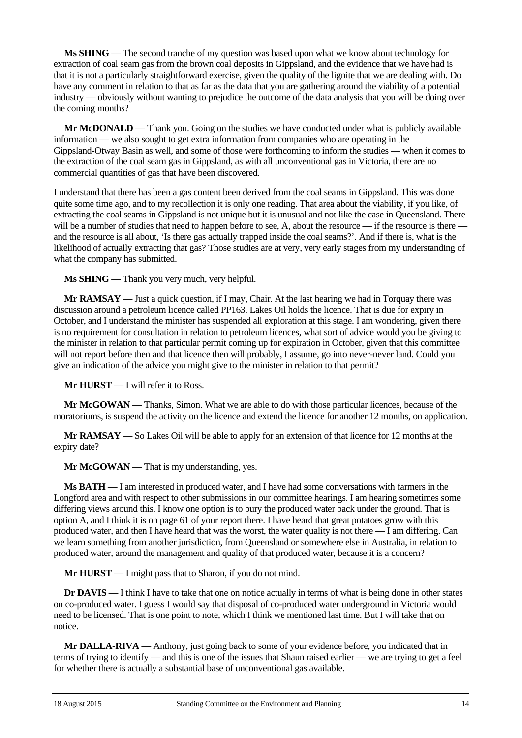**Ms SHING** — The second tranche of my question was based upon what we know about technology for extraction of coal seam gas from the brown coal deposits in Gippsland, and the evidence that we have had is that it is not a particularly straightforward exercise, given the quality of the lignite that we are dealing with. Do have any comment in relation to that as far as the data that you are gathering around the viability of a potential industry — obviously without wanting to prejudice the outcome of the data analysis that you will be doing over the coming months?

**Mr McDONALD** — Thank you. Going on the studies we have conducted under what is publicly available information — we also sought to get extra information from companies who are operating in the Gippsland-Otway Basin as well, and some of those were forthcoming to inform the studies — when it comes to the extraction of the coal seam gas in Gippsland, as with all unconventional gas in Victoria, there are no commercial quantities of gas that have been discovered.

I understand that there has been a gas content been derived from the coal seams in Gippsland. This was done quite some time ago, and to my recollection it is only one reading. That area about the viability, if you like, of extracting the coal seams in Gippsland is not unique but it is unusual and not like the case in Queensland. There will be a number of studies that need to happen before to see, A, about the resource — if the resource is there — and the resource is all about, 'Is there gas actually trapped inside the coal seams?'. And if there is, what is the likelihood of actually extracting that gas? Those studies are at very, very early stages from my understanding of what the company has submitted.

**Ms SHING** — Thank you very much, very helpful.

**Mr RAMSAY** — Just a quick question, if I may, Chair. At the last hearing we had in Torquay there was discussion around a petroleum licence called PP163. Lakes Oil holds the licence. That is due for expiry in October, and I understand the minister has suspended all exploration at this stage. I am wondering, given there is no requirement for consultation in relation to petroleum licences, what sort of advice would you be giving to the minister in relation to that particular permit coming up for expiration in October, given that this committee will not report before then and that licence then will probably, I assume, go into never-never land. Could you give an indication of the advice you might give to the minister in relation to that permit?

**Mr HURST** — I will refer it to Ross.

**Mr McGOWAN** — Thanks, Simon. What we are able to do with those particular licences, because of the moratoriums, is suspend the activity on the licence and extend the licence for another 12 months, on application.

**Mr RAMSAY** — So Lakes Oil will be able to apply for an extension of that licence for 12 months at the expiry date?

**Mr McGOWAN** — That is my understanding, yes.

**Ms BATH** — I am interested in produced water, and I have had some conversations with farmers in the Longford area and with respect to other submissions in our committee hearings. I am hearing sometimes some differing views around this. I know one option is to bury the produced water back under the ground. That is option A, and I think it is on page 61 of your report there. I have heard that great potatoes grow with this produced water, and then I have heard that was the worst, the water quality is not there — I am differing. Can we learn something from another jurisdiction, from Queensland or somewhere else in Australia, in relation to produced water, around the management and quality of that produced water, because it is a concern?

**Mr HURST** — I might pass that to Sharon, if you do not mind.

**Dr DAVIS** — I think I have to take that one on notice actually in terms of what is being done in other states on co-produced water. I guess I would say that disposal of co-produced water underground in Victoria would need to be licensed. That is one point to note, which I think we mentioned last time. But I will take that on notice.

**Mr DALLA-RIVA** — Anthony, just going back to some of your evidence before, you indicated that in terms of trying to identify — and this is one of the issues that Shaun raised earlier — we are trying to get a feel for whether there is actually a substantial base of unconventional gas available.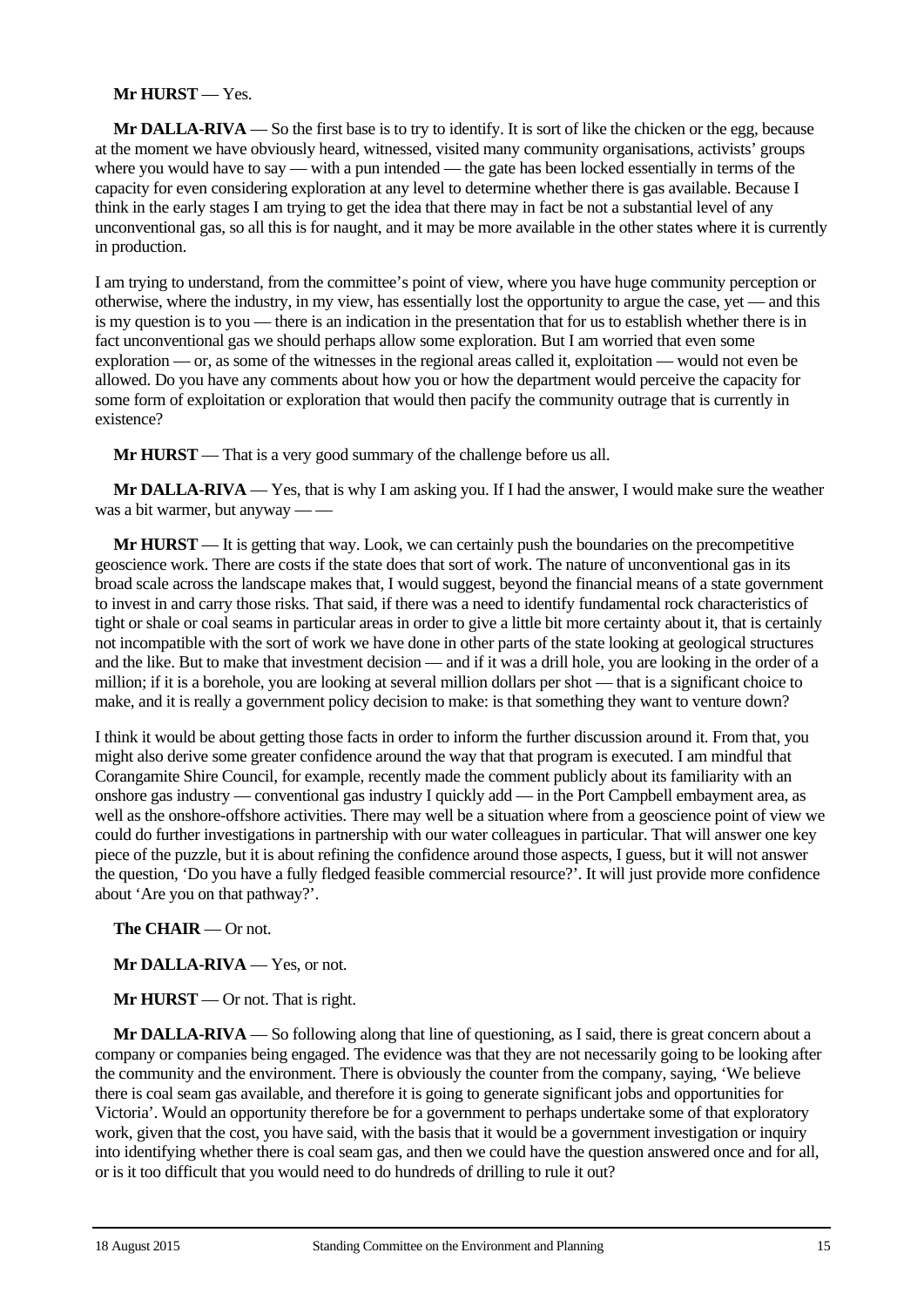**Mr HURST** — Yes.

**Mr DALLA-RIVA** — So the first base is to try to identify. It is sort of like the chicken or the egg, because at the moment we have obviously heard, witnessed, visited many community organisations, activists' groups where you would have to say — with a pun intended — the gate has been locked essentially in terms of the capacity for even considering exploration at any level to determine whether there is gas available. Because I think in the early stages I am trying to get the idea that there may in fact be not a substantial level of any unconventional gas, so all this is for naught, and it may be more available in the other states where it is currently in production.

I am trying to understand, from the committee's point of view, where you have huge community perception or otherwise, where the industry, in my view, has essentially lost the opportunity to argue the case, yet — and this is my question is to you — there is an indication in the presentation that for us to establish whether there is in fact unconventional gas we should perhaps allow some exploration. But I am worried that even some exploration — or, as some of the witnesses in the regional areas called it, exploitation — would not even be allowed. Do you have any comments about how you or how the department would perceive the capacity for some form of exploitation or exploration that would then pacify the community outrage that is currently in existence?

**Mr HURST** — That is a very good summary of the challenge before us all.

**Mr DALLA-RIVA** — Yes, that is why I am asking you. If I had the answer, I would make sure the weather was a bit warmer, but anyway — —

**Mr HURST** — It is getting that way. Look, we can certainly push the boundaries on the precompetitive geoscience work. There are costs if the state does that sort of work. The nature of unconventional gas in its broad scale across the landscape makes that, I would suggest, beyond the financial means of a state government to invest in and carry those risks. That said, if there was a need to identify fundamental rock characteristics of tight or shale or coal seams in particular areas in order to give a little bit more certainty about it, that is certainly not incompatible with the sort of work we have done in other parts of the state looking at geological structures and the like. But to make that investment decision — and if it was a drill hole, you are looking in the order of a million; if it is a borehole, you are looking at several million dollars per shot — that is a significant choice to make, and it is really a government policy decision to make: is that something they want to venture down?

I think it would be about getting those facts in order to inform the further discussion around it. From that, you might also derive some greater confidence around the way that that program is executed. I am mindful that Corangamite Shire Council, for example, recently made the comment publicly about its familiarity with an onshore gas industry — conventional gas industry I quickly add — in the Port Campbell embayment area, as well as the onshore-offshore activities. There may well be a situation where from a geoscience point of view we could do further investigations in partnership with our water colleagues in particular. That will answer one key piece of the puzzle, but it is about refining the confidence around those aspects, I guess, but it will not answer the question, 'Do you have a fully fledged feasible commercial resource?'. It will just provide more confidence about 'Are you on that pathway?'.

**The CHAIR** — Or not.

**Mr DALLA-RIVA** — Yes, or not.

**Mr HURST** — Or not. That is right.

**Mr DALLA-RIVA** — So following along that line of questioning, as I said, there is great concern about a company or companies being engaged. The evidence was that they are not necessarily going to be looking after the community and the environment. There is obviously the counter from the company, saying, 'We believe there is coal seam gas available, and therefore it is going to generate significant jobs and opportunities for Victoria'. Would an opportunity therefore be for a government to perhaps undertake some of that exploratory work, given that the cost, you have said, with the basis that it would be a government investigation or inquiry into identifying whether there is coal seam gas, and then we could have the question answered once and for all, or is it too difficult that you would need to do hundreds of drilling to rule it out?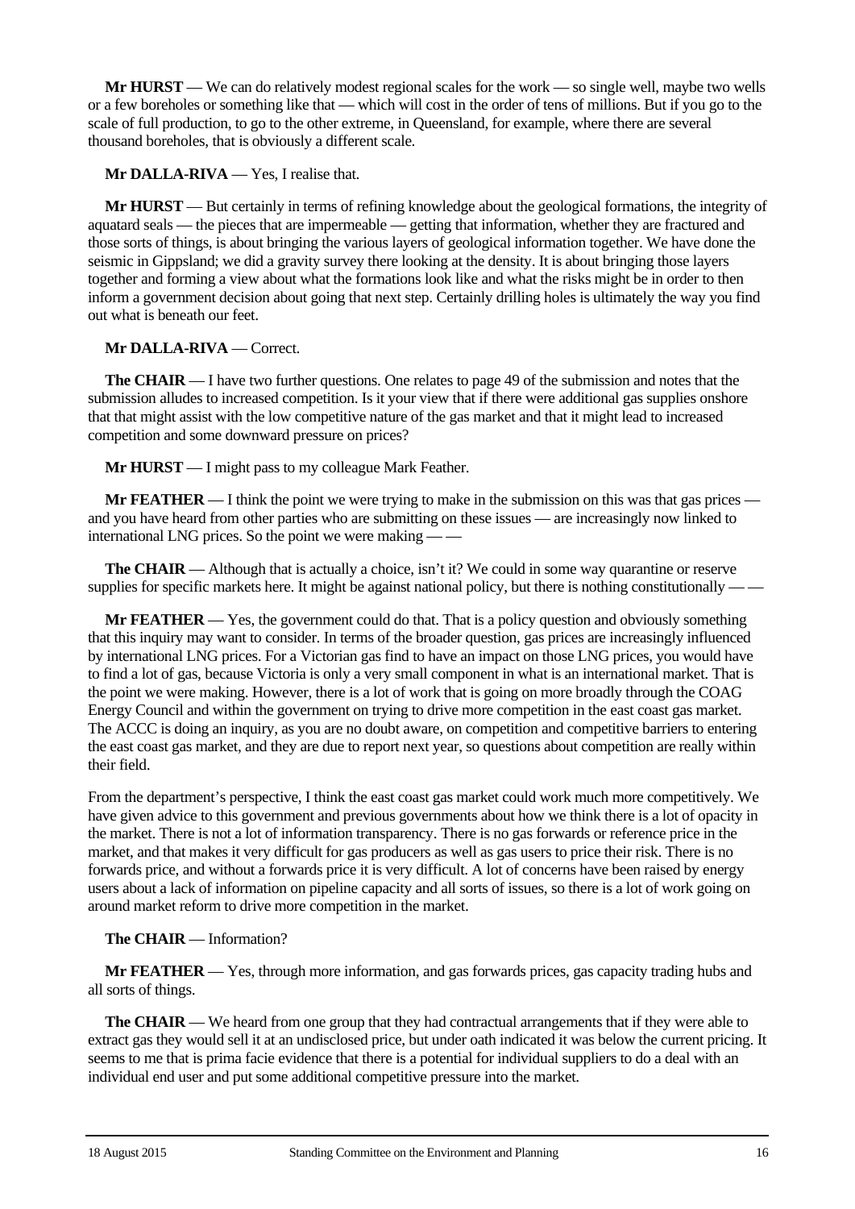**Mr HURST** — We can do relatively modest regional scales for the work — so single well, maybe two wells or a few boreholes or something like that — which will cost in the order of tens of millions. But if you go to the scale of full production, to go to the other extreme, in Queensland, for example, where there are several thousand boreholes, that is obviously a different scale.

**Mr DALLA-RIVA** — Yes, I realise that.

**Mr HURST** — But certainly in terms of refining knowledge about the geological formations, the integrity of aquatard seals — the pieces that are impermeable — getting that information, whether they are fractured and those sorts of things, is about bringing the various layers of geological information together. We have done the seismic in Gippsland; we did a gravity survey there looking at the density. It is about bringing those layers together and forming a view about what the formations look like and what the risks might be in order to then inform a government decision about going that next step. Certainly drilling holes is ultimately the way you find out what is beneath our feet.

**Mr DALLA-RIVA** — Correct.

**The CHAIR** — I have two further questions. One relates to page 49 of the submission and notes that the submission alludes to increased competition. Is it your view that if there were additional gas supplies onshore that that might assist with the low competitive nature of the gas market and that it might lead to increased competition and some downward pressure on prices?

**Mr HURST** — I might pass to my colleague Mark Feather.

**Mr FEATHER** — I think the point we were trying to make in the submission on this was that gas prices — and you have heard from other parties who are submitting on these issues — are increasingly now linked to international LNG prices. So the point we were making — —

**The CHAIR** — Although that is actually a choice, isn't it? We could in some way quarantine or reserve supplies for specific markets here. It might be against national policy, but there is nothing constitutionally — —

**Mr FEATHER** — Yes, the government could do that. That is a policy question and obviously something that this inquiry may want to consider. In terms of the broader question, gas prices are increasingly influenced by international LNG prices. For a Victorian gas find to have an impact on those LNG prices, you would have to find a lot of gas, because Victoria is only a very small component in what is an international market. That is the point we were making. However, there is a lot of work that is going on more broadly through the COAG Energy Council and within the government on trying to drive more competition in the east coast gas market. The ACCC is doing an inquiry, as you are no doubt aware, on competition and competitive barriers to entering the east coast gas market, and they are due to report next year, so questions about competition are really within their field.

From the department's perspective, I think the east coast gas market could work much more competitively. We have given advice to this government and previous governments about how we think there is a lot of opacity in the market. There is not a lot of information transparency. There is no gas forwards or reference price in the market, and that makes it very difficult for gas producers as well as gas users to price their risk. There is no forwards price, and without a forwards price it is very difficult. A lot of concerns have been raised by energy users about a lack of information on pipeline capacity and all sorts of issues, so there is a lot of work going on around market reform to drive more competition in the market.

**The CHAIR** — Information?

**Mr FEATHER** — Yes, through more information, and gas forwards prices, gas capacity trading hubs and all sorts of things.

**The CHAIR** — We heard from one group that they had contractual arrangements that if they were able to extract gas they would sell it at an undisclosed price, but under oath indicated it was below the current pricing. It seems to me that is prima facie evidence that there is a potential for individual suppliers to do a deal with an individual end user and put some additional competitive pressure into the market.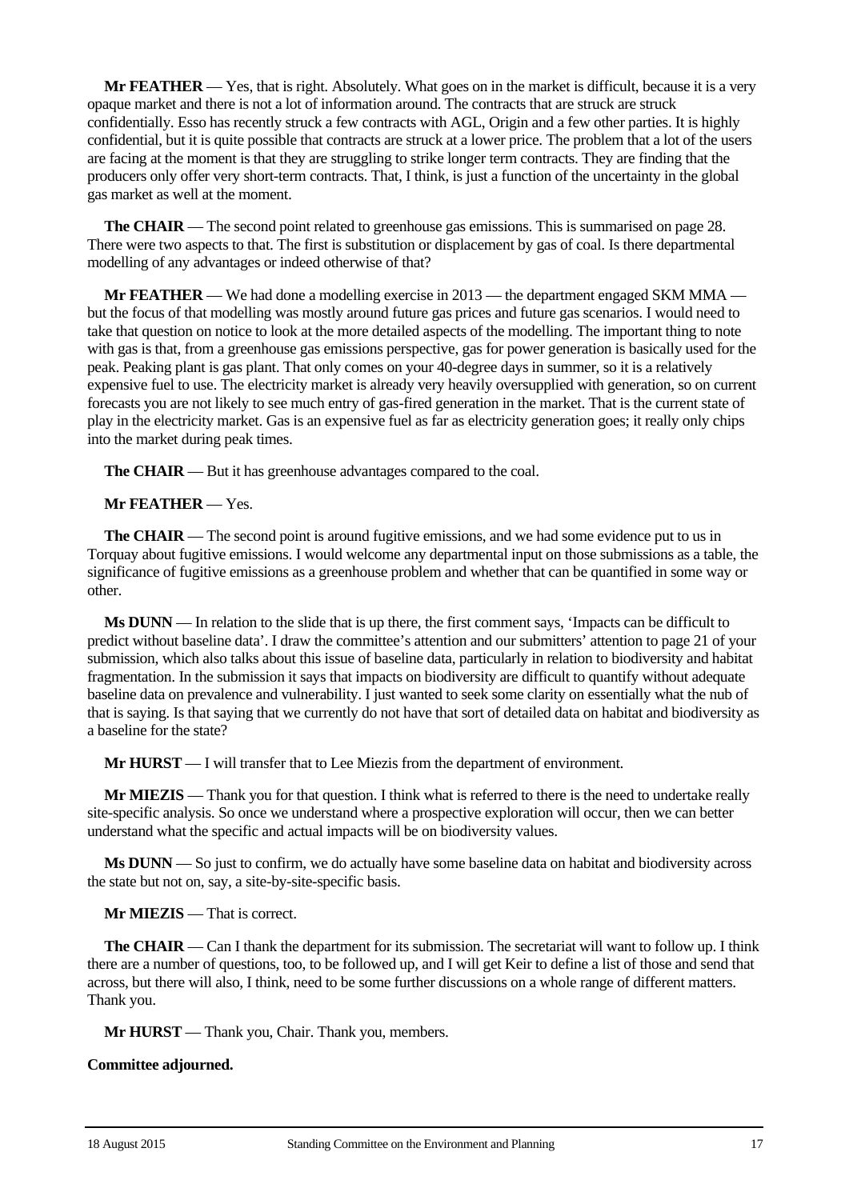**Mr FEATHER** — Yes, that is right. Absolutely. What goes on in the market is difficult, because it is a very opaque market and there is not a lot of information around. The contracts that are struck are struck confidentially. Esso has recently struck a few contracts with AGL, Origin and a few other parties. It is highly confidential, but it is quite possible that contracts are struck at a lower price. The problem that a lot of the users are facing at the moment is that they are struggling to strike longer term contracts. They are finding that the producers only offer very short-term contracts. That, I think, is just a function of the uncertainty in the global gas market as well at the moment.

**The CHAIR** — The second point related to greenhouse gas emissions. This is summarised on page 28. There were two aspects to that. The first is substitution or displacement by gas of coal. Is there departmental modelling of any advantages or indeed otherwise of that?

**Mr FEATHER** — We had done a modelling exercise in 2013 — the department engaged SKM MMA — but the focus of that modelling was mostly around future gas prices and future gas scenarios. I would need to take that question on notice to look at the more detailed aspects of the modelling. The important thing to note with gas is that, from a greenhouse gas emissions perspective, gas for power generation is basically used for the peak. Peaking plant is gas plant. That only comes on your 40-degree days in summer, so it is a relatively expensive fuel to use. The electricity market is already very heavily oversupplied with generation, so on current forecasts you are not likely to see much entry of gas-fired generation in the market. That is the current state of play in the electricity market. Gas is an expensive fuel as far as electricity generation goes; it really only chips into the market during peak times.

**The CHAIR** — But it has greenhouse advantages compared to the coal.

**Mr FEATHER** — Yes.

**The CHAIR** — The second point is around fugitive emissions, and we had some evidence put to us in Torquay about fugitive emissions. I would welcome any departmental input on those submissions as a table, the significance of fugitive emissions as a greenhouse problem and whether that can be quantified in some way or other.

**Ms DUNN** — In relation to the slide that is up there, the first comment says, 'Impacts can be difficult to predict without baseline data'. I draw the committee's attention and our submitters' attention to page 21 of your submission, which also talks about this issue of baseline data, particularly in relation to biodiversity and habitat fragmentation. In the submission it says that impacts on biodiversity are difficult to quantify without adequate baseline data on prevalence and vulnerability. I just wanted to seek some clarity on essentially what the nub of that is saying. Is that saying that we currently do not have that sort of detailed data on habitat and biodiversity as a baseline for the state?

**Mr HURST** — I will transfer that to Lee Miezis from the department of environment.

**Mr MIEZIS** — Thank you for that question. I think what is referred to there is the need to undertake really site-specific analysis. So once we understand where a prospective exploration will occur, then we can better understand what the specific and actual impacts will be on biodiversity values.

**Ms DUNN** — So just to confirm, we do actually have some baseline data on habitat and biodiversity across the state but not on, say, a site-by-site-specific basis.

**Mr MIEZIS** — That is correct.

**The CHAIR** — Can I thank the department for its submission. The secretariat will want to follow up. I think there are a number of questions, too, to be followed up, and I will get Keir to define a list of those and send that across, but there will also, I think, need to be some further discussions on a whole range of different matters. Thank you.

**Mr HURST** — Thank you, Chair. Thank you, members.

**Committee adjourned.**